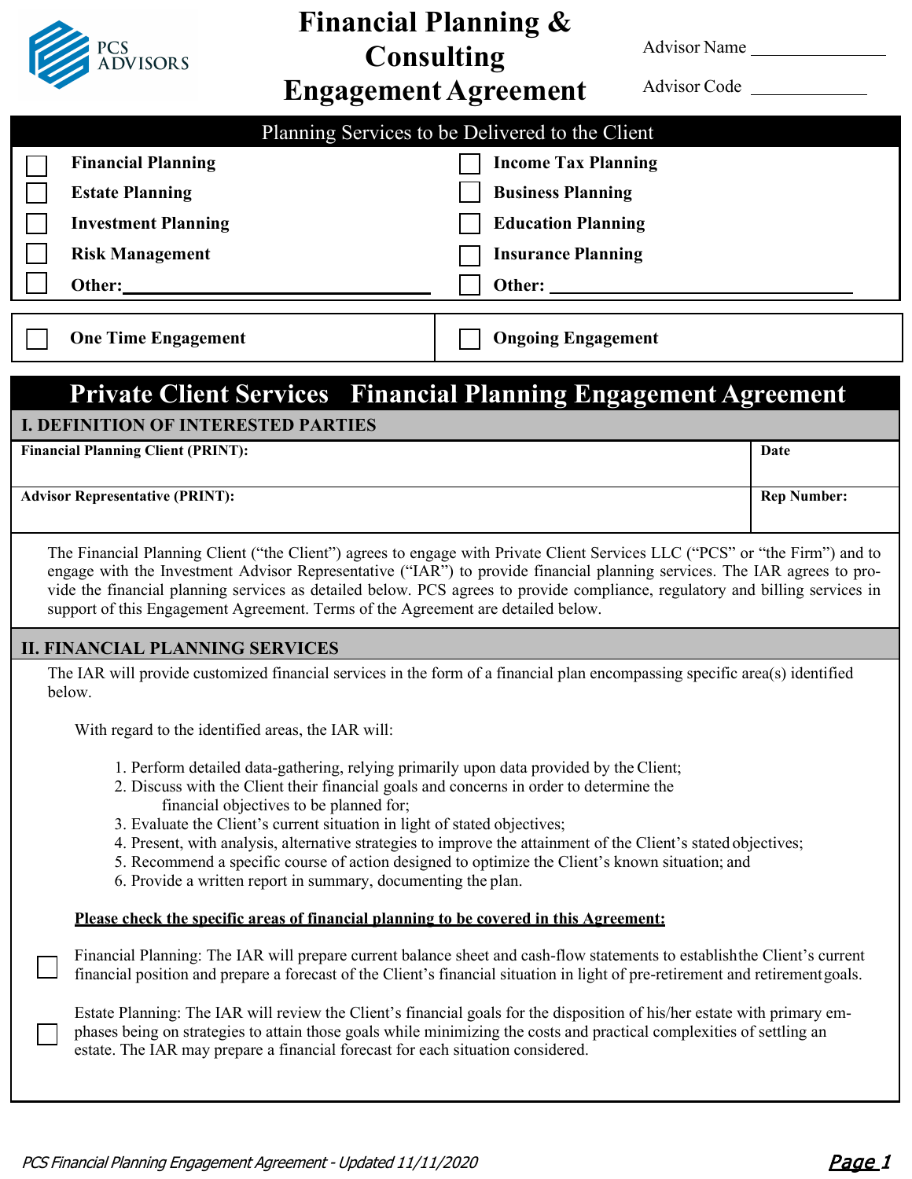PCS ADVISORS

# Financial Planning & Consulting Engagement Agreement

Advisor Name ______________

Advisor Code ______________

## Planning Services to be Delivered to the Client

- ☐ **Financial Planning**
- ☐ **Estate Planning**
- ☐ **Investment Planning**
- ☐ **Risk Management**
- ☐ **Other:** ______________________________
- ☐ **Income Tax Planning**
- ☐ **Business Planning**
- ☐ **Education Planning**
- ☐ **Insurance Planning**
- ☐ **Other:** ______________________________

| | |
|---|---|
| ☐ **One Time Engagement** | ☐ **Ongoing Engagement** |

## Private Client Services Financial Planning Engagement Agreement

### I. DEFINITION OF INTERESTED PARTIES

| | |
|---|---|
| **Financial Planning Client (PRINT):** | **Date** |
| **Advisor Representative (PRINT):** | **Rep Number:** |

The Financial Planning Client ("the Client") agrees to engage with Private Client Services LLC ("PCS" or "the Firm") and to engage with the Investment Advisor Representative ("IAR") to provide financial planning services. The IAR agrees to provide the financial planning services as detailed below. PCS agrees to provide compliance, regulatory and billing services in support of this Engagement Agreement. Terms of the Agreement are detailed below.

### II. FINANCIAL PLANNING SERVICES

The IAR will provide customized financial services in the form of a financial plan encompassing specific area(s) identified below.

With regard to the identified areas, the IAR will:

1. Perform detailed data-gathering, relying primarily upon data provided by the Client;
2. Discuss with the Client their financial goals and concerns in order to determine the financial objectives to be planned for;
3. Evaluate the Client's current situation in light of stated objectives;
4. Present, with analysis, alternative strategies to improve the attainment of the Client's stated objectives;
5. Recommend a specific course of action designed to optimize the Client's known situation; and
6. Provide a written report in summary, documenting the plan.

**Please check the specific areas of financial planning to be covered in this Agreement:**

☐ Financial Planning: The IAR will prepare current balance sheet and cash-flow statements to establish the Client's current financial position and prepare a forecast of the Client's financial situation in light of pre-retirement and retirement goals.

☐ Estate Planning: The IAR will review the Client's financial goals for the disposition of his/her estate with primary emphases being on strategies to attain those goals while minimizing the costs and practical complexities of settling an estate. The IAR may prepare a financial forecast for each situation considered.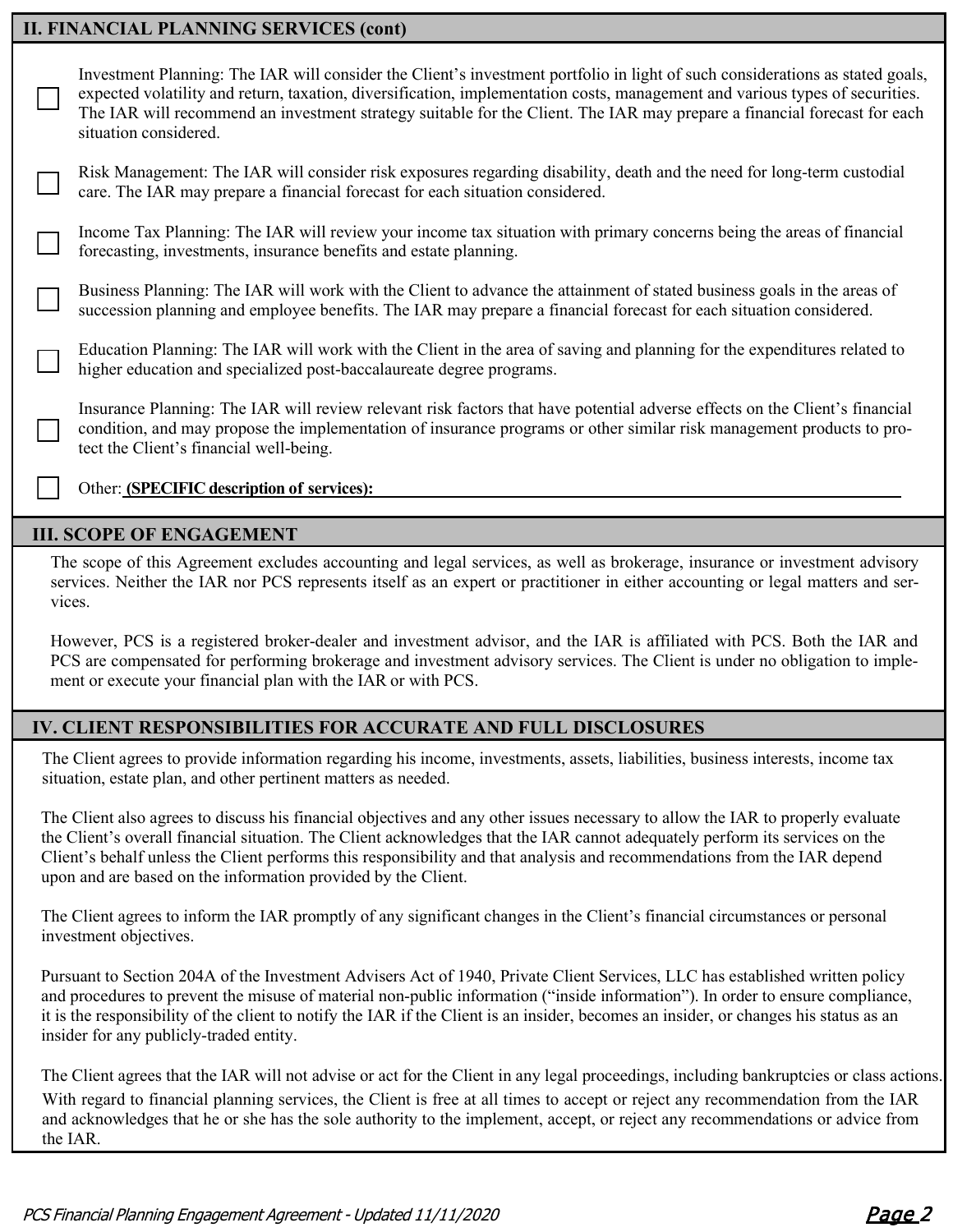## II. FINANCIAL PLANNING SERVICES (cont)

- ☐ Investment Planning: The IAR will consider the Client's investment portfolio in light of such considerations as stated goals, expected volatility and return, taxation, diversification, implementation costs, management and various types of securities. The IAR will recommend an investment strategy suitable for the Client. The IAR may prepare a financial forecast for each situation considered.

- ☐ Risk Management: The IAR will consider risk exposures regarding disability, death and the need for long-term custodial care. The IAR may prepare a financial forecast for each situation considered.

- ☐ Income Tax Planning: The IAR will review your income tax situation with primary concerns being the areas of financial forecasting, investments, insurance benefits and estate planning.

- ☐ Business Planning: The IAR will work with the Client to advance the attainment of stated business goals in the areas of succession planning and employee benefits. The IAR may prepare a financial forecast for each situation considered.

- ☐ Education Planning: The IAR will work with the Client in the area of saving and planning for the expenditures related to higher education and specialized post-baccalaureate degree programs.

- ☐ Insurance Planning: The IAR will review relevant risk factors that have potential adverse effects on the Client's financial condition, and may propose the implementation of insurance programs or other similar risk management products to protect the Client's financial well-being.

- ☐ Other: **(SPECIFIC description of services):** ______________________________

## III. SCOPE OF ENGAGEMENT

The scope of this Agreement excludes accounting and legal services, as well as brokerage, insurance or investment advisory services. Neither the IAR nor PCS represents itself as an expert or practitioner in either accounting or legal matters and services.

However, PCS is a registered broker-dealer and investment advisor, and the IAR is affiliated with PCS. Both the IAR and PCS are compensated for performing brokerage and investment advisory services. The Client is under no obligation to implement or execute your financial plan with the IAR or with PCS.

## IV. CLIENT RESPONSIBILITIES FOR ACCURATE AND FULL DISCLOSURES

The Client agrees to provide information regarding his income, investments, assets, liabilities, business interests, income tax situation, estate plan, and other pertinent matters as needed.

The Client also agrees to discuss his financial objectives and any other issues necessary to allow the IAR to properly evaluate the Client's overall financial situation. The Client acknowledges that the IAR cannot adequately perform its services on the Client's behalf unless the Client performs this responsibility and that analysis and recommendations from the IAR depend upon and are based on the information provided by the Client.

The Client agrees to inform the IAR promptly of any significant changes in the Client's financial circumstances or personal investment objectives.

Pursuant to Section 204A of the Investment Advisers Act of 1940, Private Client Services, LLC has established written policy and procedures to prevent the misuse of material non-public information ("inside information"). In order to ensure compliance, it is the responsibility of the client to notify the IAR if the Client is an insider, becomes an insider, or changes his status as an insider for any publicly-traded entity.

The Client agrees that the IAR will not advise or act for the Client in any legal proceedings, including bankruptcies or class actions. With regard to financial planning services, the Client is free at all times to accept or reject any recommendation from the IAR and acknowledges that he or she has the sole authority to the implement, accept, or reject any recommendations or advice from the IAR.

*PCS Financial Planning Engagement Agreement - Updated 11/11/2020*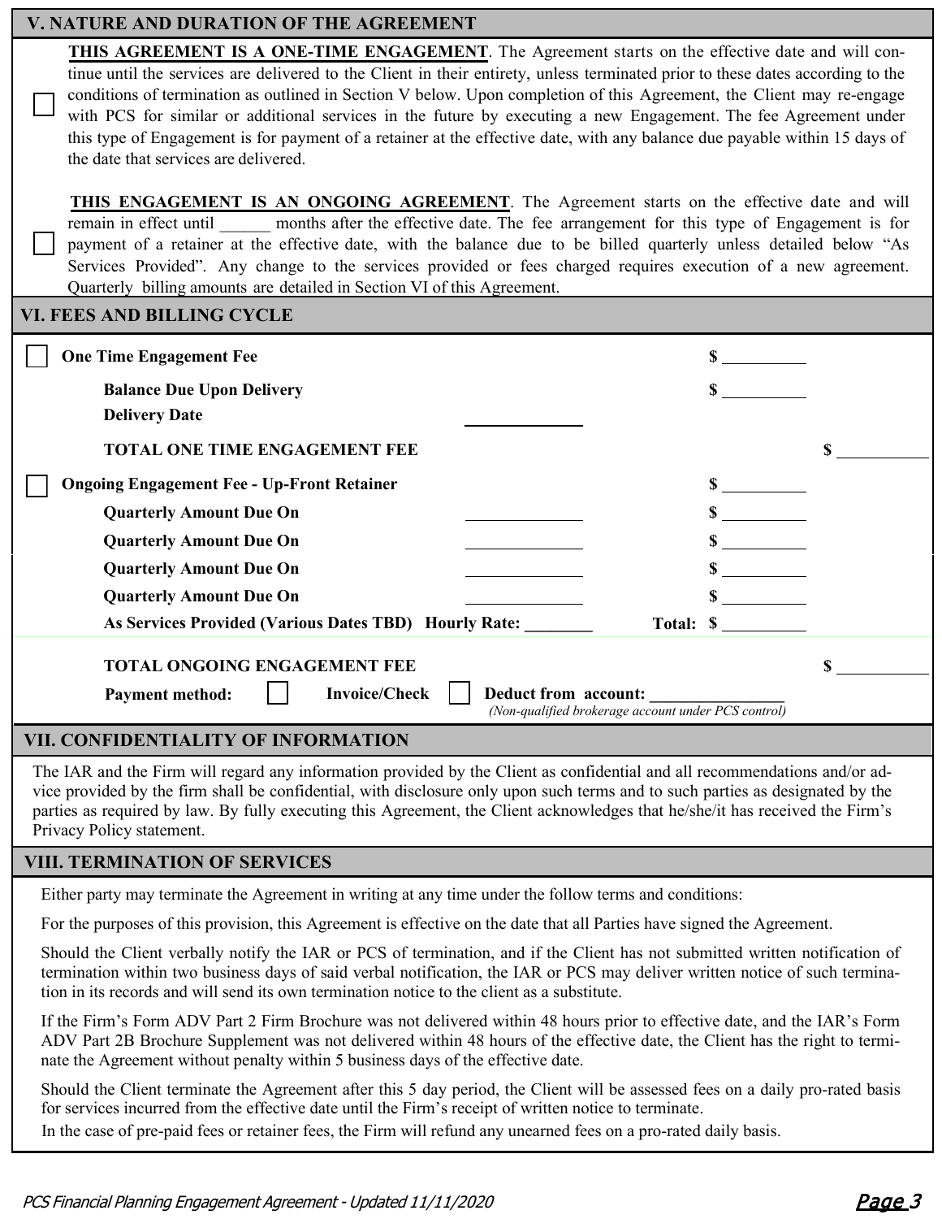## V. NATURE AND DURATION OF THE AGREEMENT

☐ **THIS AGREEMENT IS A ONE-TIME ENGAGEMENT**. The Agreement starts on the effective date and will continue until the services are delivered to the Client in their entirety, unless terminated prior to these dates according to the conditions of termination as outlined in Section V below. Upon completion of this Agreement, the Client may re-engage with PCS for similar or additional services in the future by executing a new Engagement. The fee Agreement under this type of Engagement is for payment of a retainer at the effective date, with any balance due payable within 15 days of the date that services are delivered.

☐ **THIS ENGAGEMENT IS AN ONGOING AGREEMENT**. The Agreement starts on the effective date and will remain in effect until ______ months after the effective date. The fee arrangement for this type of Engagement is for payment of a retainer at the effective date, with the balance due to be billed quarterly unless detailed below "As Services Provided". Any change to the services provided or fees charged requires execution of a new agreement. Quarterly billing amounts are detailed in Section VI of this Agreement.

## VI. FEES AND BILLING CYCLE

☐ **One Time Engagement Fee** $ __________

**Balance Due Upon Delivery** $ __________

**Delivery Date** ______________

**TOTAL ONE TIME ENGAGEMENT FEE** $ ___________

☐ **Ongoing Engagement Fee - Up-Front Retainer** $ __________

**Quarterly Amount Due On** ______________ $ __________

**Quarterly Amount Due On** ______________ $ __________

**Quarterly Amount Due On** ______________ $ __________

**Quarterly Amount Due On** ______________ $ __________

**As Services Provided (Various Dates TBD) Hourly Rate: ________ Total: $ __________**

**TOTAL ONGOING ENGAGEMENT FEE** $ ___________

**Payment method:** ☐ **Invoice/Check** ☐ **Deduct from account: _______________**
*(Non-qualified brokerage account under PCS control)*

## VII. CONFIDENTIALITY OF INFORMATION

The IAR and the Firm will regard any information provided by the Client as confidential and all recommendations and/or advice provided by the firm shall be confidential, with disclosure only upon such terms and to such parties as designated by the parties as required by law. By fully executing this Agreement, the Client acknowledges that he/she/it has received the Firm's Privacy Policy statement.

## VIII. TERMINATION OF SERVICES

Either party may terminate the Agreement in writing at any time under the follow terms and conditions:

For the purposes of this provision, this Agreement is effective on the date that all Parties have signed the Agreement.

Should the Client verbally notify the IAR or PCS of termination, and if the Client has not submitted written notification of termination within two business days of said verbal notification, the IAR or PCS may deliver written notice of such termination in its records and will send its own termination notice to the client as a substitute.

If the Firm's Form ADV Part 2 Firm Brochure was not delivered within 48 hours prior to effective date, and the IAR's Form ADV Part 2B Brochure Supplement was not delivered within 48 hours of the effective date, the Client has the right to terminate the Agreement without penalty within 5 business days of the effective date.

Should the Client terminate the Agreement after this 5 day period, the Client will be assessed fees on a daily pro-rated basis for services incurred from the effective date until the Firm's receipt of written notice to terminate.

In the case of pre-paid fees or retainer fees, the Firm will refund any unearned fees on a pro-rated daily basis.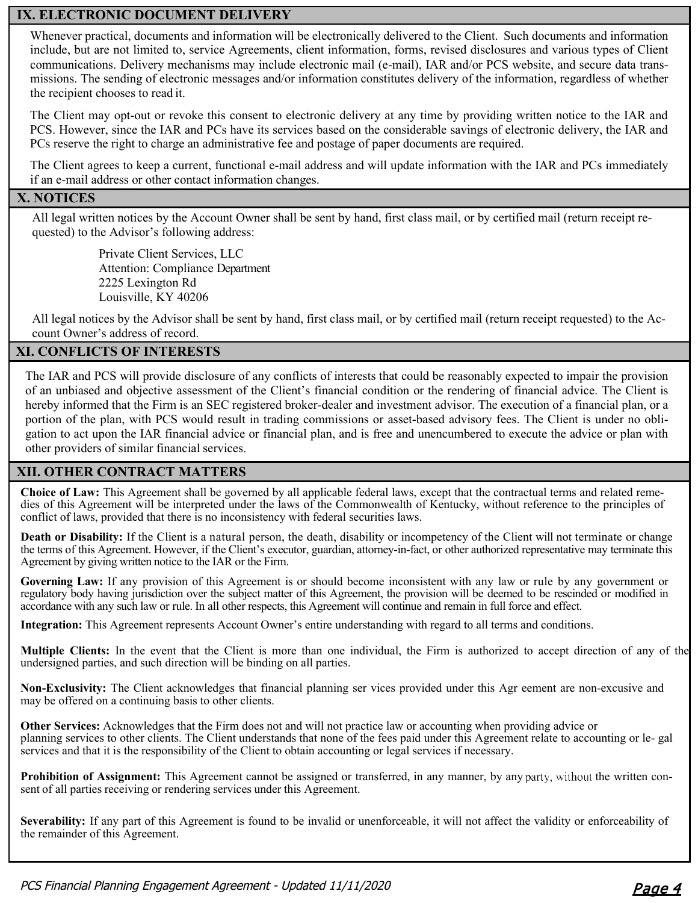## IX. ELECTRONIC DOCUMENT DELIVERY

Whenever practical, documents and information will be electronically delivered to the Client. Such documents and information include, but are not limited to, service Agreements, client information, forms, revised disclosures and various types of Client communications. Delivery mechanisms may include electronic mail (e-mail), IAR and/or PCS website, and secure data transmissions. The sending of electronic messages and/or information constitutes delivery of the information, regardless of whether the recipient chooses to read it.

The Client may opt-out or revoke this consent to electronic delivery at any time by providing written notice to the IAR and PCS. However, since the IAR and PCs have its services based on the considerable savings of electronic delivery, the IAR and PCs reserve the right to charge an administrative fee and postage of paper documents are required.

The Client agrees to keep a current, functional e-mail address and will update information with the IAR and PCs immediately if an e-mail address or other contact information changes.

## X. NOTICES

All legal written notices by the Account Owner shall be sent by hand, first class mail, or by certified mail (return receipt requested) to the Advisor's following address:

Private Client Services, LLC
Attention: Compliance Department
2225 Lexington Rd
Louisville, KY 40206

All legal notices by the Advisor shall be sent by hand, first class mail, or by certified mail (return receipt requested) to the Account Owner's address of record.

## XI. CONFLICTS OF INTERESTS

The IAR and PCS will provide disclosure of any conflicts of interests that could be reasonably expected to impair the provision of an unbiased and objective assessment of the Client's financial condition or the rendering of financial advice. The Client is hereby informed that the Firm is an SEC registered broker-dealer and investment advisor. The execution of a financial plan, or a portion of the plan, with PCS would result in trading commissions or asset-based advisory fees. The Client is under no obligation to act upon the IAR financial advice or financial plan, and is free and unencumbered to execute the advice or plan with other providers of similar financial services.

## XII. OTHER CONTRACT MATTERS

**Choice of Law:** This Agreement shall be governed by all applicable federal laws, except that the contractual terms and related remedies of this Agreement will be interpreted under the laws of the Commonwealth of Kentucky, without reference to the principles of conflict of laws, provided that there is no inconsistency with federal securities laws.

**Death or Disability:** If the Client is a natural person, the death, disability or incompetency of the Client will not terminate or change the terms of this Agreement. However, if the Client's executor, guardian, attorney-in-fact, or other authorized representative may terminate this Agreement by giving written notice to the IAR or the Firm.

**Governing Law:** If any provision of this Agreement is or should become inconsistent with any law or rule by any government or regulatory body having jurisdiction over the subject matter of this Agreement, the provision will be deemed to be rescinded or modified in accordance with any such law or rule. In all other respects, this Agreement will continue and remain in full force and effect.

**Integration:** This Agreement represents Account Owner's entire understanding with regard to all terms and conditions.

**Multiple Clients:** In the event that the Client is more than one individual, the Firm is authorized to accept direction of any of the undersigned parties, and such direction will be binding on all parties.

**Non-Exclusivity:** The Client acknowledges that financial planning ser vices provided under this Agr eement are non-excusive and may be offered on a continuing basis to other clients.

**Other Services:** Acknowledges that the Firm does not and will not practice law or accounting when providing advice or planning services to other clients. The Client understands that none of the fees paid under this Agreement relate to accounting or le- gal services and that it is the responsibility of the Client to obtain accounting or legal services if necessary.

**Prohibition of Assignment:** This Agreement cannot be assigned or transferred, in any manner, by any party, without the written consent of all parties receiving or rendering services under this Agreement.

**Severability:** If any part of this Agreement is found to be invalid or unenforceable, it will not affect the validity or enforceability of the remainder of this Agreement.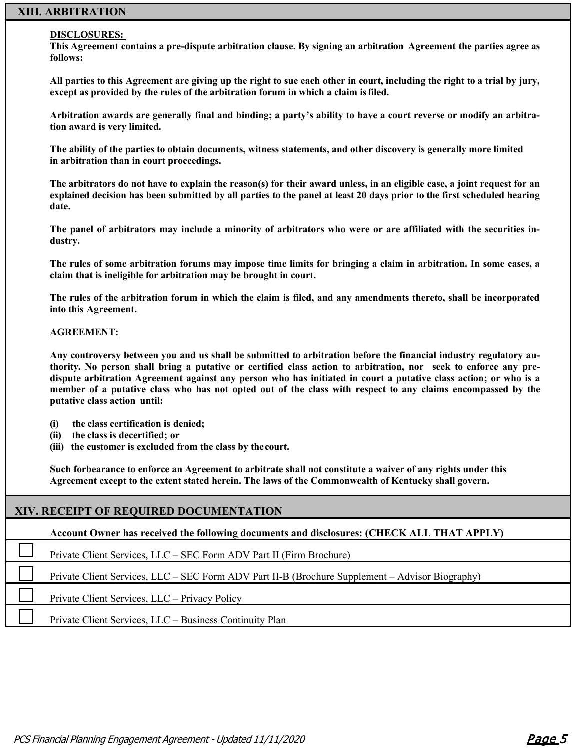## XIII. ARBITRATION

**DISCLOSURES:**

**This Agreement contains a pre-dispute arbitration clause. By signing an arbitration Agreement the parties agree as follows:**

**All parties to this Agreement are giving up the right to sue each other in court, including the right to a trial by jury, except as provided by the rules of the arbitration forum in which a claim is filed.**

**Arbitration awards are generally final and binding; a party's ability to have a court reverse or modify an arbitration award is very limited.**

**The ability of the parties to obtain documents, witness statements, and other discovery is generally more limited in arbitration than in court proceedings.**

**The arbitrators do not have to explain the reason(s) for their award unless, in an eligible case, a joint request for an explained decision has been submitted by all parties to the panel at least 20 days prior to the first scheduled hearing date.**

**The panel of arbitrators may include a minority of arbitrators who were or are affiliated with the securities industry.**

**The rules of some arbitration forums may impose time limits for bringing a claim in arbitration. In some cases, a claim that is ineligible for arbitration may be brought in court.**

**The rules of the arbitration forum in which the claim is filed, and any amendments thereto, shall be incorporated into this Agreement.**

**AGREEMENT:**

**Any controversy between you and us shall be submitted to arbitration before the financial industry regulatory authority. No person shall bring a putative or certified class action to arbitration, nor seek to enforce any pre-dispute arbitration Agreement against any person who has initiated in court a putative class action; or who is a member of a putative class who has not opted out of the class with respect to any claims encompassed by the putative class action until:**

**(i) the class certification is denied;**
**(ii) the class is decertified; or**
**(iii) the customer is excluded from the class by the court.**

**Such forbearance to enforce an Agreement to arbitrate shall not constitute a waiver of any rights under this Agreement except to the extent stated herein. The laws of the Commonwealth of Kentucky shall govern.**

## XIV. RECEIPT OF REQUIRED DOCUMENTATION

| | |
|---|---|
| | **Account Owner has received the following documents and disclosures: (CHECK ALL THAT APPLY)** |
| ☐ | Private Client Services, LLC – SEC Form ADV Part II (Firm Brochure) |
| ☐ | Private Client Services, LLC – SEC Form ADV Part II-B (Brochure Supplement – Advisor Biography) |
| ☐ | Private Client Services, LLC – Privacy Policy |
| ☐ | Private Client Services, LLC – Business Continuity Plan |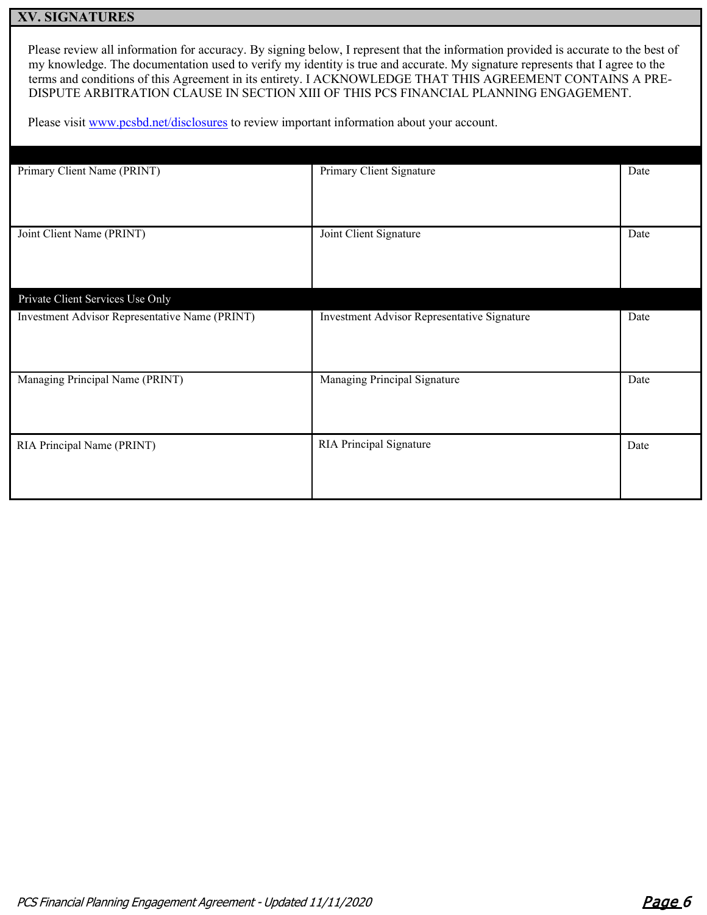## XV. SIGNATURES

Please review all information for accuracy. By signing below, I represent that the information provided is accurate to the best of my knowledge. The documentation used to verify my identity is true and accurate. My signature represents that I agree to the terms and conditions of this Agreement in its entirety. I ACKNOWLEDGE THAT THIS AGREEMENT CONTAINS A PRE-DISPUTE ARBITRATION CLAUSE IN SECTION XIII OF THIS PCS FINANCIAL PLANNING ENGAGEMENT.

Please visit www.pcsbd.net/disclosures to review important information about your account.

| | | |
|---|---|---|
| Primary Client Name (PRINT) | Primary Client Signature | Date |
| Joint Client Name (PRINT) | Joint Client Signature | Date |

**Private Client Services Use Only**

| | | |
|---|---|---|
| Investment Advisor Representative Name (PRINT) | Investment Advisor Representative Signature | Date |
| Managing Principal Name (PRINT) | Managing Principal Signature | Date |
| RIA Principal Name (PRINT) | RIA Principal Signature | Date |